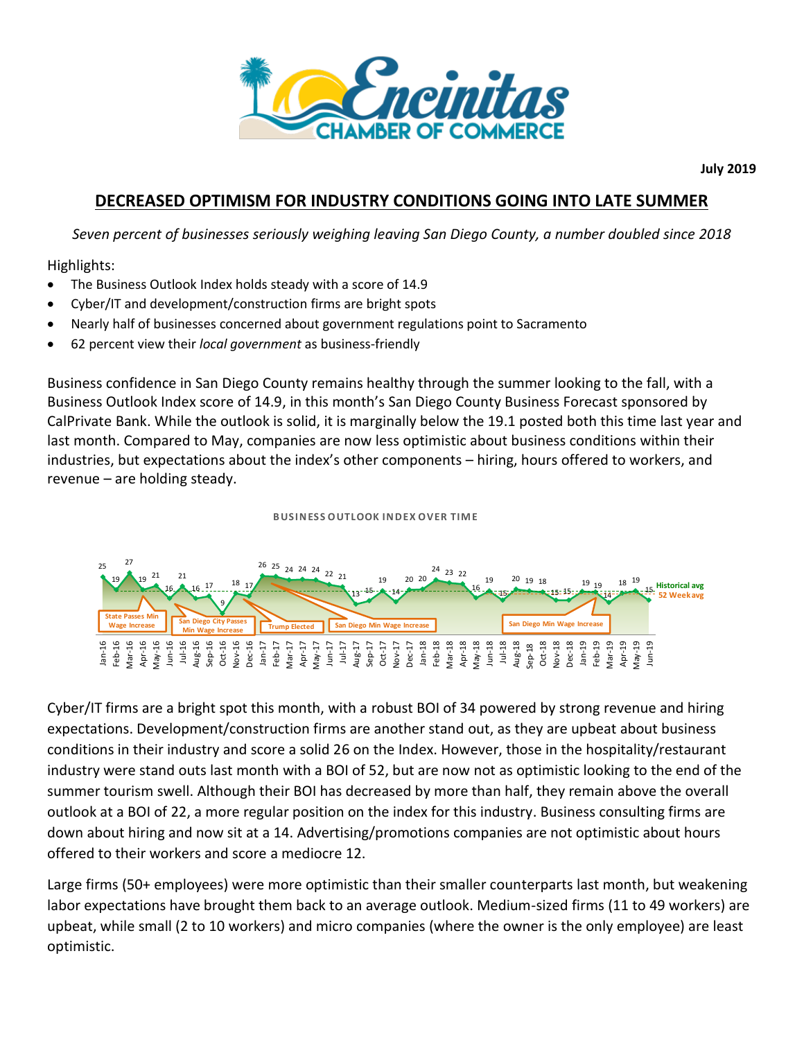July 2019

## DECREASED OPTIMISM FOR INDUSTRY CONDITIONS GOING INTO LATE SUMMER

*Seven percent of businesses seriously weighing leaving San Diego County, a number doubled since 2018*

Highlights:

- The Business Outlook Index holds steady with a score of 14.9
- Cyber/IT and development/construction firms are bright spots
- Nearly half of businesses concerned about government regulations point to Sacramento
- 62 percent view their *local government* as business-friendly

Business confidence in San Diego County remains healthy through the summer looking to the fall, with a Business Outlook Index score of 14.9, in this month's San Diego County Business Forecast sponsored by CalPrivate Bank. While the outlook is solid, it is marginally below the 19.1 posted both this time last year and last month. Compared to May, companies are now less optimistic about business conditions within their industries, but expectations about the index's other components – hiring, hours offered to workers, and revenue – are holding steady.

BUSINESS OUTLOOK INDEX OVER TIME

| Jan-16 | Feb-16 | Mar-16 | Apr-16 | May-16 | Jun-16 | Jul-16 | Aug-16 | Sep-16 | Oct-16 | Nov-16 | Dec-16 | Jan-17 | Feb-17 | Mar-17 | Apr-17 | May-17 | Jun-17 | Jul-17 | Aug-17 | Sep-17 | Oct-17 | Nov-17 | Dec-17 | Jan-18 | Feb-18 | Mar-18 | Apr-18 | May-18 | Jun-18 | Jul-18 | Aug-18 | Sep-18 | Oct-18 | Nov-18 | Dec-18 | Jan-19 | Feb-19 | Mar-19 | Apr-19 | May-19 | Jun-19 |
|---|---|---|---|---|---|---|---|---|---|---|---|---|---|---|---|---|---|---|---|---|---|---|---|---|---|---|---|---|---|---|---|---|---|---|---|---|---|---|---|---|---|
| 25 | 19 | 27 | 19 | 21 | 16 | 21 | 16 | 17 | 9 | 18 | 17 | 26 | 25 | 24 | 24 | 24 | 22 | 21 | 13 | 15 | 19 | 14 | 20 | 20 | 24 | 23 | 22 | 16 | 19 | 15 | 20 | 19 | 18 | 15 | 15 | 19 | 19 | 14 | 18 | 19 | 15 |

Chart annotations: State Passes Min Wage Increase; San Diego City Passes Min Wage Increase; Trump Elected; San Diego Min Wage Increase; San Diego Min Wage Increase; Historical avg; 52 Week avg

Cyber/IT firms are a bright spot this month, with a robust BOI of 34 powered by strong revenue and hiring expectations. Development/construction firms are another stand out, as they are upbeat about business conditions in their industry and score a solid 26 on the Index. However, those in the hospitality/restaurant industry were stand outs last month with a BOI of 52, but are now not as optimistic looking to the end of the summer tourism swell. Although their BOI has decreased by more than half, they remain above the overall outlook at a BOI of 22, a more regular position on the index for this industry. Business consulting firms are down about hiring and now sit at a 14. Advertising/promotions companies are not optimistic about hours offered to their workers and score a mediocre 12.

Large firms (50+ employees) were more optimistic than their smaller counterparts last month, but weakening labor expectations have brought them back to an average outlook. Medium-sized firms (11 to 49 workers) are upbeat, while small (2 to 10 workers) and micro companies (where the owner is the only employee) are least optimistic.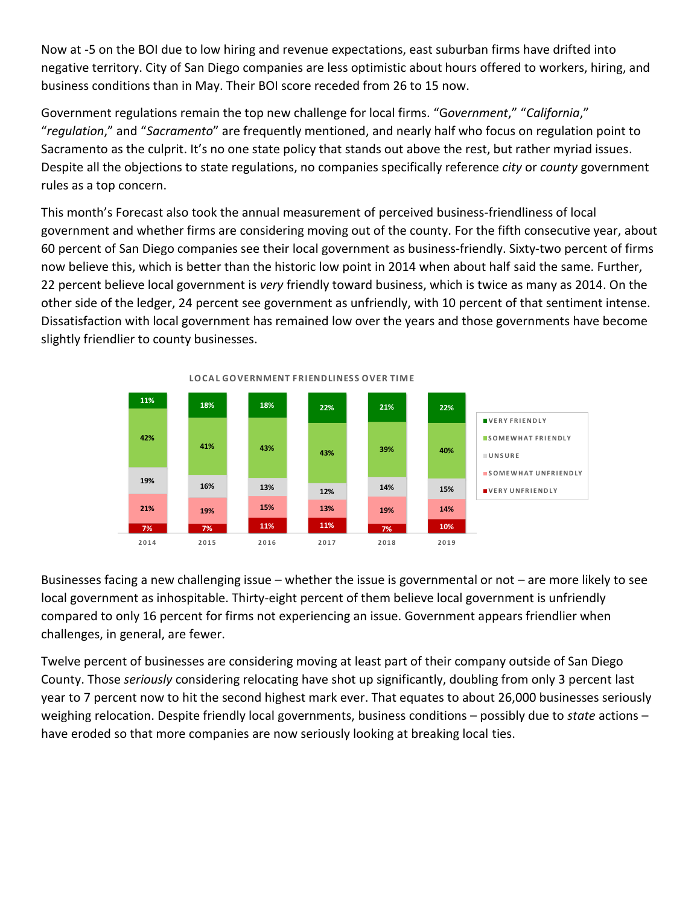Now at -5 on the BOI due to low hiring and revenue expectations, east suburban firms have drifted into negative territory. City of San Diego companies are less optimistic about hours offered to workers, hiring, and business conditions than in May. Their BOI score receded from 26 to 15 now.

Government regulations remain the top new challenge for local firms. "G*overnment*," "*California*," "*regulation*," and "*Sacramento*" are frequently mentioned, and nearly half who focus on regulation point to Sacramento as the culprit. It's no one state policy that stands out above the rest, but rather myriad issues. Despite all the objections to state regulations, no companies specifically reference *city* or *county* government rules as a top concern.

This month's Forecast also took the annual measurement of perceived business-friendliness of local government and whether firms are considering moving out of the county. For the fifth consecutive year, about 60 percent of San Diego companies see their local government as business-friendly. Sixty-two percent of firms now believe this, which is better than the historic low point in 2014 when about half said the same. Further, 22 percent believe local government is *very* friendly toward business, which is twice as many as 2014. On the other side of the ledger, 24 percent see government as unfriendly, with 10 percent of that sentiment intense. Dissatisfaction with local government has remained low over the years and those governments have become slightly friendlier to county businesses.

**LOCAL GOVERNMENT FRIENDLINESS OVER TIME**

| | 2014 | 2015 | 2016 | 2017 | 2018 | 2019 |
|---|---|---|---|---|---|---|
| VERY FRIENDLY | 11% | 18% | 18% | 22% | 21% | 22% |
| SOMEWHAT FRIENDLY | 42% | 41% | 43% | 43% | 39% | 40% |
| UNSURE | 19% | 16% | 13% | 12% | 14% | 15% |
| SOMEWHAT UNFRIENDLY | 21% | 19% | 15% | 13% | 19% | 14% |
| VERY UNFRIENDLY | 7% | 7% | 11% | 11% | 7% | 10% |

Businesses facing a new challenging issue – whether the issue is governmental or not – are more likely to see local government as inhospitable. Thirty-eight percent of them believe local government is unfriendly compared to only 16 percent for firms not experiencing an issue. Government appears friendlier when challenges, in general, are fewer.

Twelve percent of businesses are considering moving at least part of their company outside of San Diego County. Those *seriously* considering relocating have shot up significantly, doubling from only 3 percent last year to 7 percent now to hit the second highest mark ever. That equates to about 26,000 businesses seriously weighing relocation. Despite friendly local governments, business conditions – possibly due to *state* actions – have eroded so that more companies are now seriously looking at breaking local ties.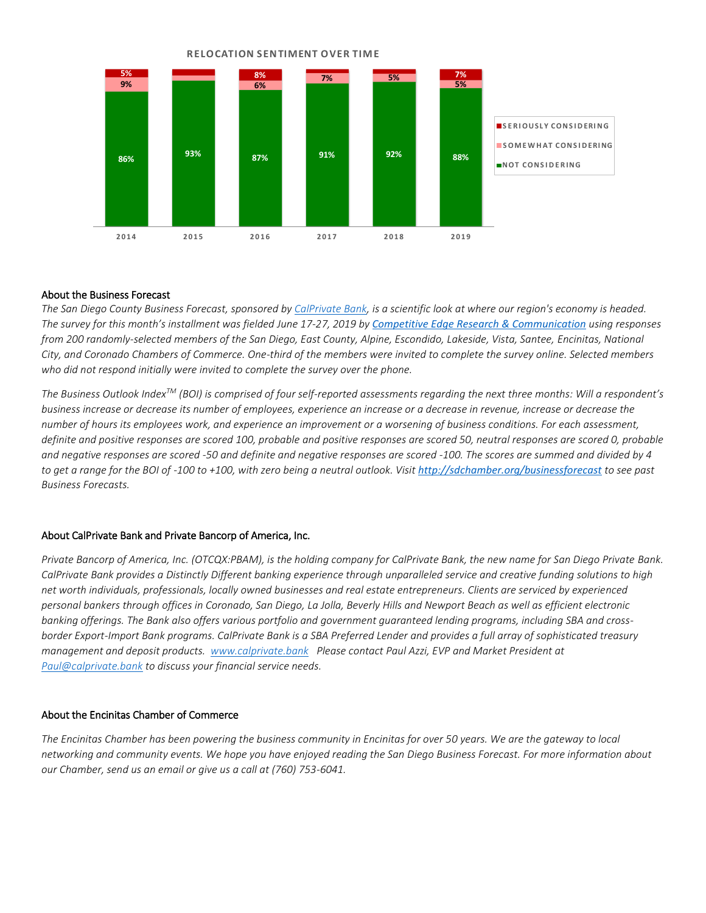RELOCATION SENTIMENT OVER TIME

5%
9%
86%
93%
8%
6%
87%
7%
91%
5%
92%
7%
5%
88%

SERIOUSLY CONSIDERING
SOMEWHAT CONSIDERING
NOT CONSIDERING

2014
2015
2016
2017
2018
2019

### About the Business Forecast

*The San Diego County Business Forecast, sponsored by [CalPrivate Bank](), is a scientific look at where our region's economy is headed. The survey for this month's installment was fielded June 17-27, 2019 by **[Competitive Edge Research & Communication]()** using responses from 200 randomly-selected members of the San Diego, East County, Alpine, Escondido, Lakeside, Vista, Santee, Encinitas, National City, and Coronado Chambers of Commerce. One-third of the members were invited to complete the survey online. Selected members who did not respond initially were invited to complete the survey over the phone.*

*The Business Outlook Index™ (BOI) is comprised of four self-reported assessments regarding the next three months: Will a respondent's business increase or decrease its number of employees, experience an increase or a decrease in revenue, increase or decrease the number of hours its employees work, and experience an improvement or a worsening of business conditions. For each assessment, definite and positive responses are scored 100, probable and positive responses are scored 50, neutral responses are scored 0, probable and negative responses are scored -50 and definite and negative responses are scored -100. The scores are summed and divided by 4 to get a range for the BOI of -100 to +100, with zero being a neutral outlook. Visit **http://sdchamber.org/businessforecast** to see past Business Forecasts.*

### About CalPrivate Bank and Private Bancorp of America, Inc.

*Private Bancorp of America, Inc. (OTCQX:PBAM), is the holding company for CalPrivate Bank, the new name for San Diego Private Bank. CalPrivate Bank provides a Distinctly Different banking experience through unparalleled service and creative funding solutions to high net worth individuals, professionals, locally owned businesses and real estate entrepreneurs. Clients are serviced by experienced personal bankers through offices in Coronado, San Diego, La Jolla, Beverly Hills and Newport Beach as well as efficient electronic banking offerings. The Bank also offers various portfolio and government guaranteed lending programs, including SBA and cross-border Export-Import Bank programs. CalPrivate Bank is a SBA Preferred Lender and provides a full array of sophisticated treasury management and deposit products. www.calprivate.bank Please contact Paul Azzi, EVP and Market President at Paul@calprivate.bank to discuss your financial service needs.*

### About the Encinitas Chamber of Commerce

*The Encinitas Chamber has been powering the business community in Encinitas for over 50 years. We are the gateway to local networking and community events. We hope you have enjoyed reading the San Diego Business Forecast. For more information about our Chamber, send us an email or give us a call at (760) 753-6041.*